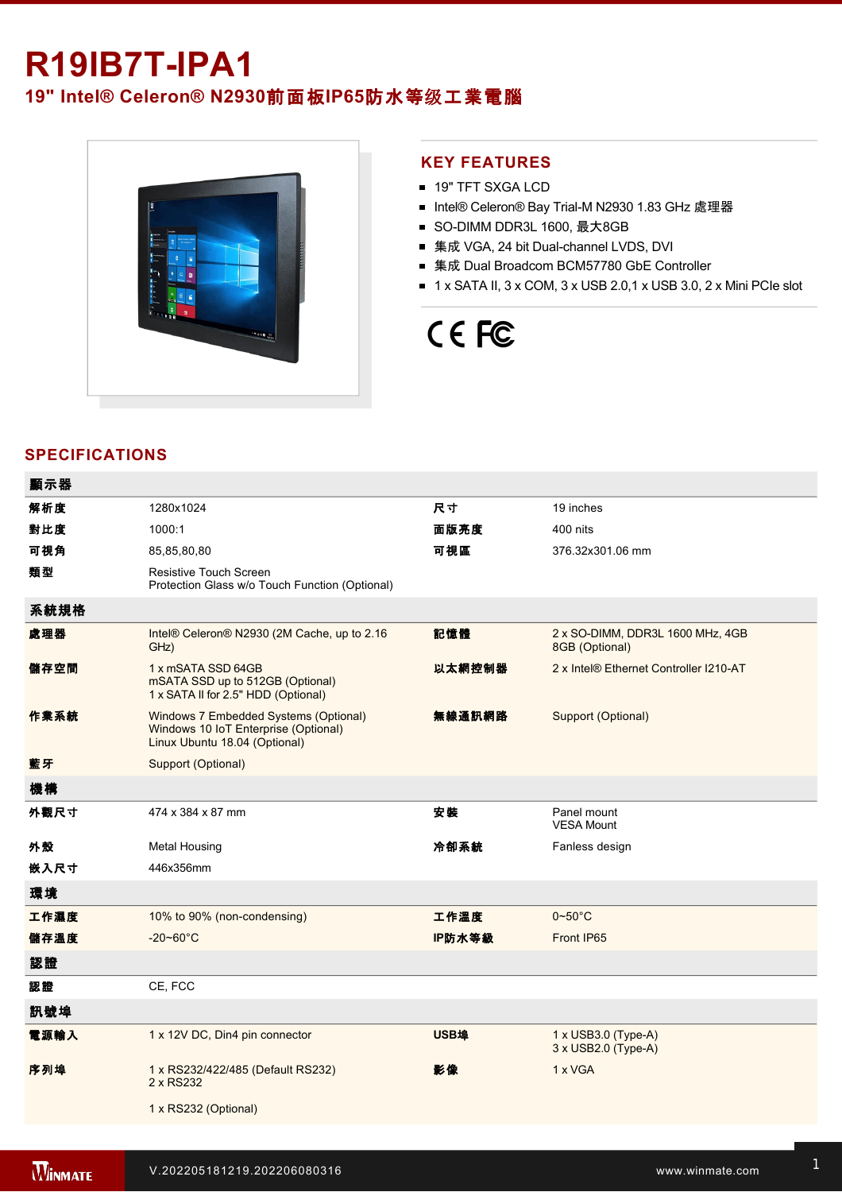# R19IB7T-IPA1

## 19" Intel® Celeron® N2930前面板IP65防水等级工業電腦

## KEY FEATURES

- 19" TFT SXGA LCD
- Intel® Celeron® Bay Trial-M N2930 1.83 GHz 處理器
- SO-DIMM DDR3L 1600, 最大8GB
- 集成 VGA, 24 bit Dual-channel LVDS, DVI
- 集成 Dual Broadcom BCM57780 GbE Controller
- 1 x SATA II, 3 x COM, 3 x USB 2.0,1 x USB 3.0, 2 x Mini PCIe slot

CE FC

## SPECIFICATIONS

| **顯示器** | | | |
|---|---|---|---|
| **解析度** | 1280x1024 | **尺寸** | 19 inches |
| **對比度** | 1000:1 | **面版亮度** | 400 nits |
| **可視角** | 85,85,80,80 | **可視區** | 376.32x301.06 mm |
| **類型** | Resistive Touch Screen<br>Protection Glass w/o Touch Function (Optional) | | |
| **系統規格** | | | |
| **處理器** | Intel® Celeron® N2930 (2M Cache, up to 2.16 GHz) | **記憶體** | 2 x SO-DIMM, DDR3L 1600 MHz, 4GB<br>8GB (Optional) |
| **儲存空間** | 1 x mSATA SSD 64GB<br>mSATA SSD up to 512GB (Optional)<br>1 x SATA II for 2.5" HDD (Optional) | **以太網控制器** | 2 x Intel® Ethernet Controller I210-AT |
| **作業系統** | Windows 7 Embedded Systems (Optional)<br>Windows 10 IoT Enterprise (Optional)<br>Linux Ubuntu 18.04 (Optional) | **無線通訊網路** | Support (Optional) |
| **藍牙** | Support (Optional) | | |
| **機構** | | | |
| **外觀尺寸** | 474 x 384 x 87 mm | **安裝** | Panel mount<br>VESA Mount |
| **外殼** | Metal Housing | **冷卻系統** | Fanless design |
| **嵌入尺寸** | 446x356mm | | |
| **環境** | | | |
| **工作濕度** | 10% to 90% (non-condensing) | **工作溫度** | 0~50°C |
| **儲存溫度** | -20~60°C | **IP防水等級** | Front IP65 |
| **認證** | | | |
| **認證** | CE, FCC | | |
| **訊號埠** | | | |
| **電源輸入** | 1 x 12V DC, Din4 pin connector | **USB埠** | 1 x USB3.0 (Type-A)<br>3 x USB2.0 (Type-A) |
| **序列埠** | 1 x RS232/422/485 (Default RS232)<br>2 x RS232<br><br>1 x RS232 (Optional) | **影像** | 1 x VGA |

V.202205181219.202206080316 www.winmate.com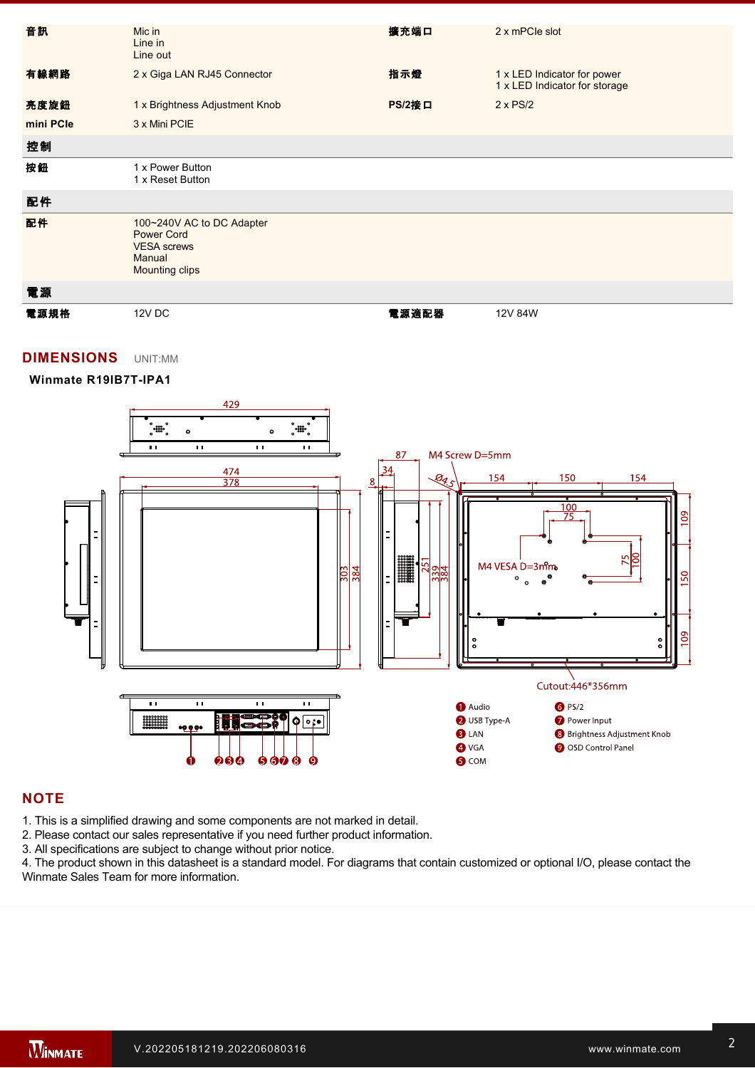| | | | |
|---|---|---|---|
| 音訊 | Mic in<br>Line in<br>Line out | 擴充端口 | 2 x mPCIe slot |
| 有線網路 | 2 x Giga LAN RJ45 Connector | 指示燈 | 1 x LED Indicator for power<br>1 x LED Indicator for storage |
| 亮度旋鈕 | 1 x Brightness Adjustment Knob | PS/2接口 | 2 x PS/2 |
| mini PCIe | 3 x Mini PCIE | | |

## 控制

| | |
|---|---|
| 按鈕 | 1 x Power Button<br>1 x Reset Button |

## 配件

| | |
|---|---|
| 配件 | 100~240V AC to DC Adapter<br>Power Cord<br>VESA screws<br>Manual<br>Mounting clips |

## 電源

| | | | |
|---|---|---|---|
| 電源規格 | 12V DC | 電源適配器 | 12V 84W |

## DIMENSIONS UNIT:MM

**Winmate R19IB7T-IPA1**

429
474
378
303
384
87
M4 Screw D=5mm
34
8
Ø4.5
154
150
154
100
75
109
M4 VESA D=3mm
75
100
150
251
339
384
109
Cutout:446*356mm

1 Audio
2 USB Type-A
3 LAN
4 VGA
5 COM
6 PS/2
7 Power Input
8 Brightness Adjustment Knob
9 OSD Control Panel

## NOTE

1. This is a simplified drawing and some components are not marked in detail.
2. Please contact our sales representative if you need further product information.
3. All specifications are subject to change without prior notice.
4. The product shown in this datasheet is a standard model. For diagrams that contain customized or optional I/O, please contact the Winmate Sales Team for more information.